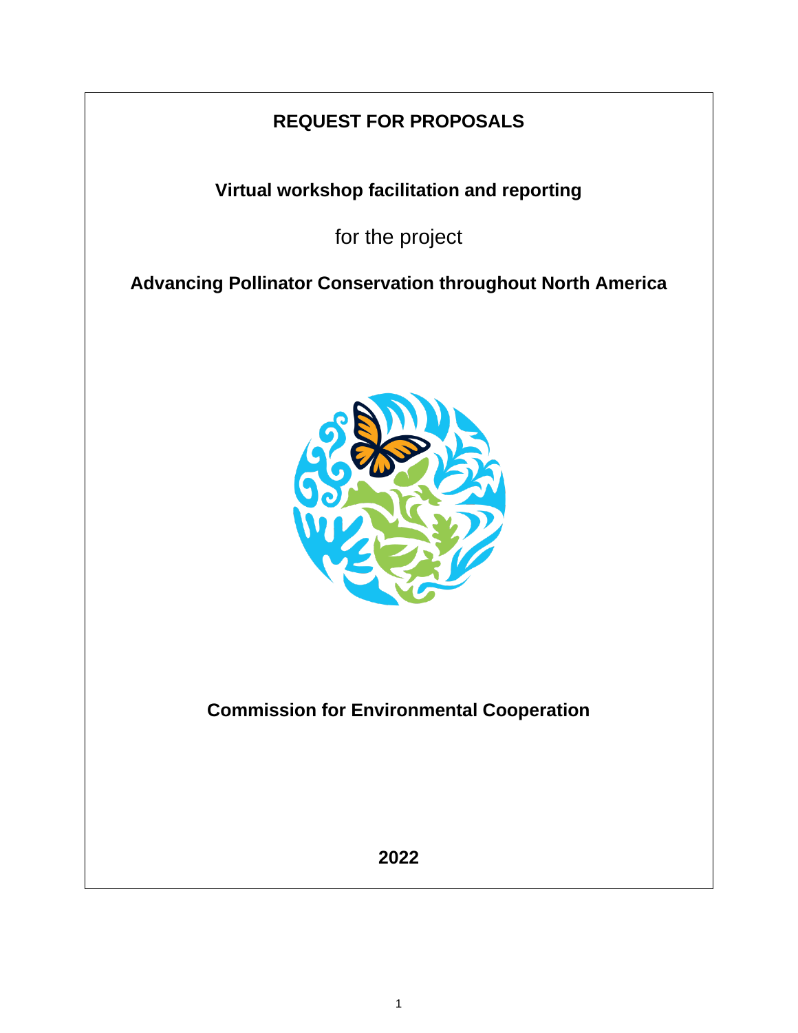# REQUEST FOR PROPOSALS

**Virtual workshop facilitation and reporting**

for the project

**Advancing Pollinator Conservation throughout North America**

**Commission for Environmental Cooperation**

**2022**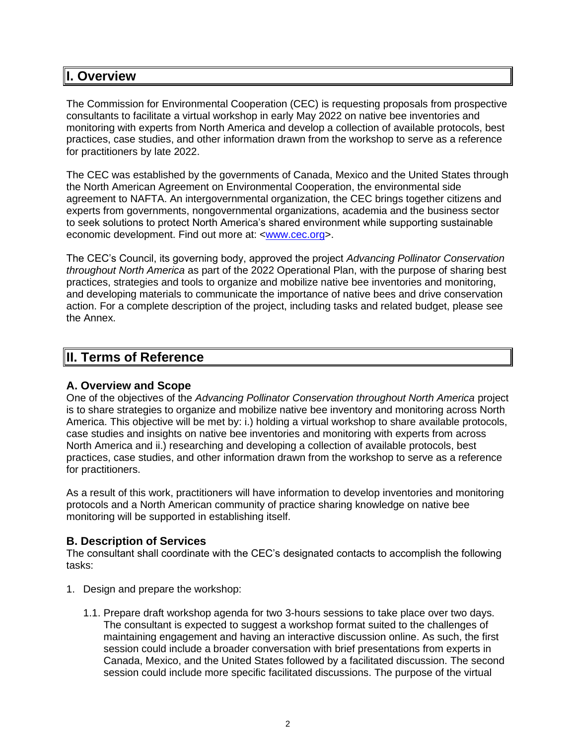## I. Overview

The Commission for Environmental Cooperation (CEC) is requesting proposals from prospective consultants to facilitate a virtual workshop in early May 2022 on native bee inventories and monitoring with experts from North America and develop a collection of available protocols, best practices, case studies, and other information drawn from the workshop to serve as a reference for practitioners by late 2022.

The CEC was established by the governments of Canada, Mexico and the United States through the North American Agreement on Environmental Cooperation, the environmental side agreement to NAFTA. An intergovernmental organization, the CEC brings together citizens and experts from governments, nongovernmental organizations, academia and the business sector to seek solutions to protect North America's shared environment while supporting sustainable economic development. Find out more at: <[www.cec.org](http://www.cec.org)>.

The CEC's Council, its governing body, approved the project *Advancing Pollinator Conservation throughout North America* as part of the 2022 Operational Plan, with the purpose of sharing best practices, strategies and tools to organize and mobilize native bee inventories and monitoring, and developing materials to communicate the importance of native bees and drive conservation action. For a complete description of the project, including tasks and related budget, please see the Annex.

## II. Terms of Reference

### A. Overview and Scope

One of the objectives of the *Advancing Pollinator Conservation throughout North America* project is to share strategies to organize and mobilize native bee inventory and monitoring across North America. This objective will be met by: i.) holding a virtual workshop to share available protocols, case studies and insights on native bee inventories and monitoring with experts from across North America and ii.) researching and developing a collection of available protocols, best practices, case studies, and other information drawn from the workshop to serve as a reference for practitioners.

As a result of this work, practitioners will have information to develop inventories and monitoring protocols and a North American community of practice sharing knowledge on native bee monitoring will be supported in establishing itself.

### B. Description of Services

The consultant shall coordinate with the CEC's designated contacts to accomplish the following tasks:

1. Design and prepare the workshop:

   1.1. Prepare draft workshop agenda for two 3-hours sessions to take place over two days. The consultant is expected to suggest a workshop format suited to the challenges of maintaining engagement and having an interactive discussion online. As such, the first session could include a broader conversation with brief presentations from experts in Canada, Mexico, and the United States followed by a facilitated discussion. The second session could include more specific facilitated discussions. The purpose of the virtual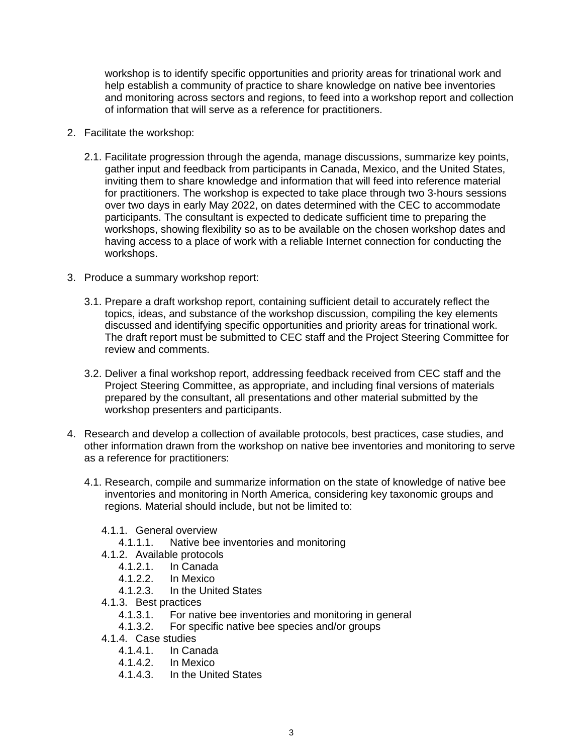workshop is to identify specific opportunities and priority areas for trinational work and help establish a community of practice to share knowledge on native bee inventories and monitoring across sectors and regions, to feed into a workshop report and collection of information that will serve as a reference for practitioners.

2. Facilitate the workshop:

   2.1. Facilitate progression through the agenda, manage discussions, summarize key points, gather input and feedback from participants in Canada, Mexico, and the United States, inviting them to share knowledge and information that will feed into reference material for practitioners. The workshop is expected to take place through two 3-hours sessions over two days in early May 2022, on dates determined with the CEC to accommodate participants. The consultant is expected to dedicate sufficient time to preparing the workshops, showing flexibility so as to be available on the chosen workshop dates and having access to a place of work with a reliable Internet connection for conducting the workshops.

3. Produce a summary workshop report:

   3.1. Prepare a draft workshop report, containing sufficient detail to accurately reflect the topics, ideas, and substance of the workshop discussion, compiling the key elements discussed and identifying specific opportunities and priority areas for trinational work. The draft report must be submitted to CEC staff and the Project Steering Committee for review and comments.

   3.2. Deliver a final workshop report, addressing feedback received from CEC staff and the Project Steering Committee, as appropriate, and including final versions of materials prepared by the consultant, all presentations and other material submitted by the workshop presenters and participants.

4. Research and develop a collection of available protocols, best practices, case studies, and other information drawn from the workshop on native bee inventories and monitoring to serve as a reference for practitioners:

   4.1. Research, compile and summarize information on the state of knowledge of native bee inventories and monitoring in North America, considering key taxonomic groups and regions. Material should include, but not be limited to:

      4.1.1. General overview
         4.1.1.1. Native bee inventories and monitoring
      4.1.2. Available protocols
         4.1.2.1. In Canada
         4.1.2.2. In Mexico
         4.1.2.3. In the United States
      4.1.3. Best practices
         4.1.3.1. For native bee inventories and monitoring in general
         4.1.3.2. For specific native bee species and/or groups
      4.1.4. Case studies
         4.1.4.1. In Canada
         4.1.4.2. In Mexico
         4.1.4.3. In the United States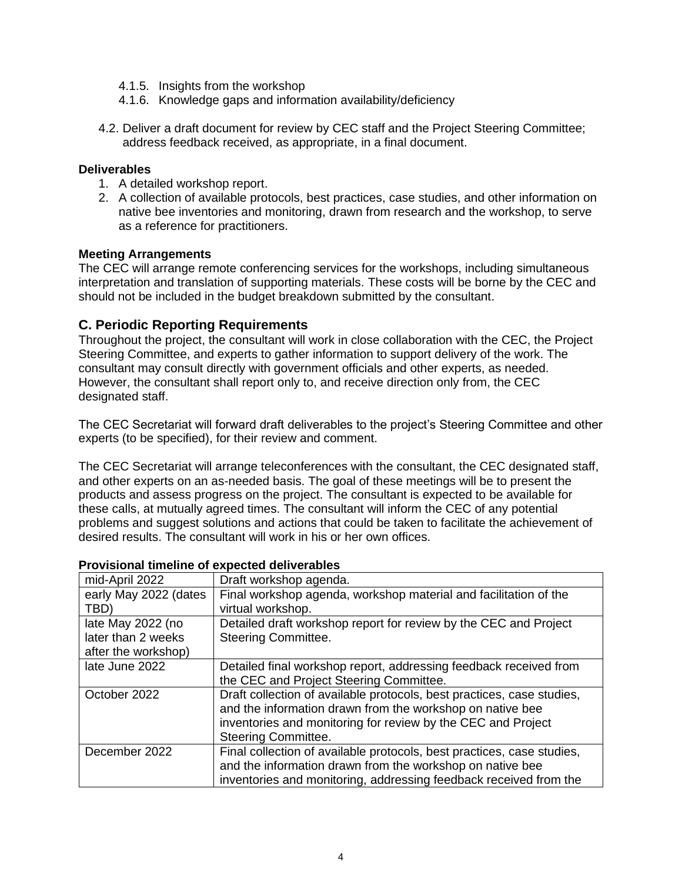- 4.1.5. Insights from the workshop
  - 4.1.6. Knowledge gaps and information availability/deficiency

- 4.2. Deliver a draft document for review by CEC staff and the Project Steering Committee; address feedback received, as appropriate, in a final document.

**Deliverables**

1. A detailed workshop report.
2. A collection of available protocols, best practices, case studies, and other information on native bee inventories and monitoring, drawn from research and the workshop, to serve as a reference for practitioners.

**Meeting Arrangements**

The CEC will arrange remote conferencing services for the workshops, including simultaneous interpretation and translation of supporting materials. These costs will be borne by the CEC and should not be included in the budget breakdown submitted by the consultant.

## C. Periodic Reporting Requirements

Throughout the project, the consultant will work in close collaboration with the CEC, the Project Steering Committee, and experts to gather information to support delivery of the work. The consultant may consult directly with government officials and other experts, as needed. However, the consultant shall report only to, and receive direction only from, the CEC designated staff.

The CEC Secretariat will forward draft deliverables to the project's Steering Committee and other experts (to be specified), for their review and comment.

The CEC Secretariat will arrange teleconferences with the consultant, the CEC designated staff, and other experts on an as-needed basis. The goal of these meetings will be to present the products and assess progress on the project. The consultant is expected to be available for these calls, at mutually agreed times. The consultant will inform the CEC of any potential problems and suggest solutions and actions that could be taken to facilitate the achievement of desired results. The consultant will work in his or her own offices.

**Provisional timeline of expected deliverables**

| | |
|---|---|
| mid-April 2022 | Draft workshop agenda. |
| early May 2022 (dates TBD) | Final workshop agenda, workshop material and facilitation of the virtual workshop. |
| late May 2022 (no later than 2 weeks after the workshop) | Detailed draft workshop report for review by the CEC and Project Steering Committee. |
| late June 2022 | Detailed final workshop report, addressing feedback received from the CEC and Project Steering Committee. |
| October 2022 | Draft collection of available protocols, best practices, case studies, and the information drawn from the workshop on native bee inventories and monitoring for review by the CEC and Project Steering Committee. |
| December 2022 | Final collection of available protocols, best practices, case studies, and the information drawn from the workshop on native bee inventories and monitoring, addressing feedback received from the |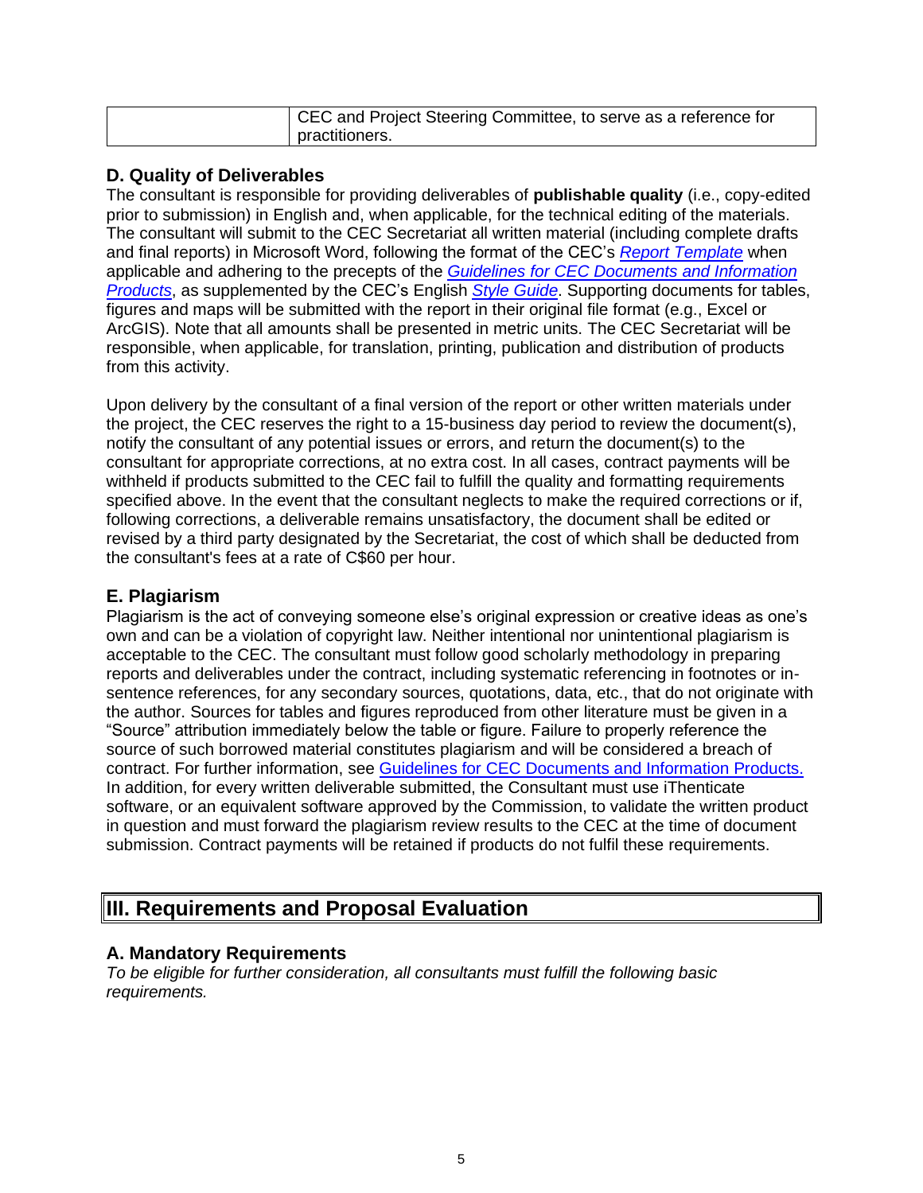|  | CEC and Project Steering Committee, to serve as a reference for practitioners. |
|---|---|

### D. Quality of Deliverables

The consultant is responsible for providing deliverables of **publishable quality** (i.e., copy-edited prior to submission) in English and, when applicable, for the technical editing of the materials. The consultant will submit to the CEC Secretariat all written material (including complete drafts and final reports) in Microsoft Word, following the format of the CEC's *Report Template* when applicable and adhering to the precepts of the *Guidelines for CEC Documents and Information Products*, as supplemented by the CEC's English *Style Guide*. Supporting documents for tables, figures and maps will be submitted with the report in their original file format (e.g., Excel or ArcGIS). Note that all amounts shall be presented in metric units. The CEC Secretariat will be responsible, when applicable, for translation, printing, publication and distribution of products from this activity.

Upon delivery by the consultant of a final version of the report or other written materials under the project, the CEC reserves the right to a 15-business day period to review the document(s), notify the consultant of any potential issues or errors, and return the document(s) to the consultant for appropriate corrections, at no extra cost. In all cases, contract payments will be withheld if products submitted to the CEC fail to fulfill the quality and formatting requirements specified above. In the event that the consultant neglects to make the required corrections or if, following corrections, a deliverable remains unsatisfactory, the document shall be edited or revised by a third party designated by the Secretariat, the cost of which shall be deducted from the consultant's fees at a rate of C$60 per hour.

### E. Plagiarism

Plagiarism is the act of conveying someone else's original expression or creative ideas as one's own and can be a violation of copyright law. Neither intentional nor unintentional plagiarism is acceptable to the CEC. The consultant must follow good scholarly methodology in preparing reports and deliverables under the contract, including systematic referencing in footnotes or in-sentence references, for any secondary sources, quotations, data, etc., that do not originate with the author. Sources for tables and figures reproduced from other literature must be given in a "Source" attribution immediately below the table or figure. Failure to properly reference the source of such borrowed material constitutes plagiarism and will be considered a breach of contract. For further information, see Guidelines for CEC Documents and Information Products. In addition, for every written deliverable submitted, the Consultant must use iThenticate software, or an equivalent software approved by the Commission, to validate the written product in question and must forward the plagiarism review results to the CEC at the time of document submission. Contract payments will be retained if products do not fulfil these requirements.

## III. Requirements and Proposal Evaluation

### A. Mandatory Requirements

*To be eligible for further consideration, all consultants must fulfill the following basic requirements.*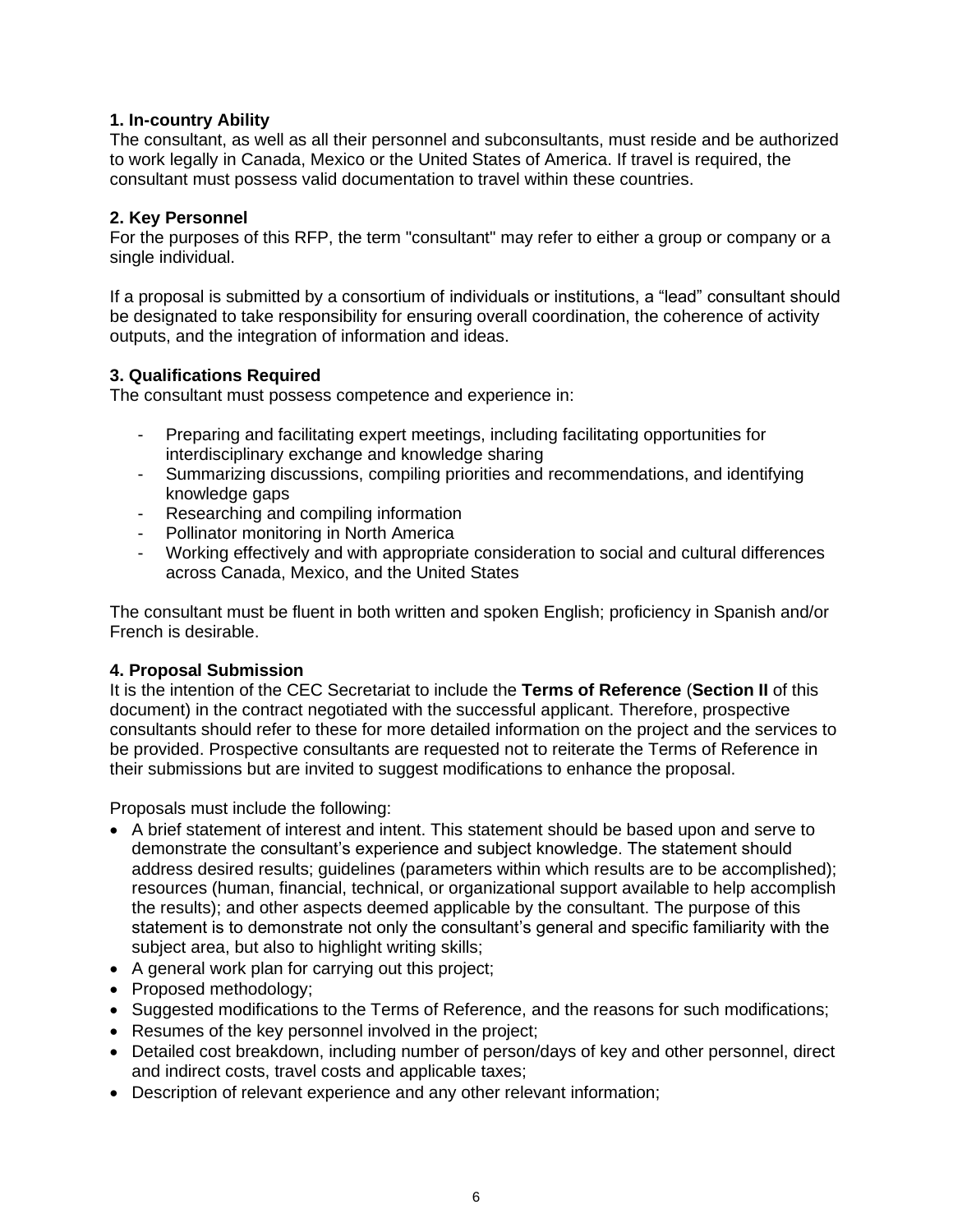**1. In-country Ability**
The consultant, as well as all their personnel and subconsultants, must reside and be authorized to work legally in Canada, Mexico or the United States of America. If travel is required, the consultant must possess valid documentation to travel within these countries.

**2. Key Personnel**
For the purposes of this RFP, the term "consultant" may refer to either a group or company or a single individual.

If a proposal is submitted by a consortium of individuals or institutions, a "lead" consultant should be designated to take responsibility for ensuring overall coordination, the coherence of activity outputs, and the integration of information and ideas.

**3. Qualifications Required**
The consultant must possess competence and experience in:

- Preparing and facilitating expert meetings, including facilitating opportunities for interdisciplinary exchange and knowledge sharing
- Summarizing discussions, compiling priorities and recommendations, and identifying knowledge gaps
- Researching and compiling information
- Pollinator monitoring in North America
- Working effectively and with appropriate consideration to social and cultural differences across Canada, Mexico, and the United States

The consultant must be fluent in both written and spoken English; proficiency in Spanish and/or French is desirable.

**4. Proposal Submission**
It is the intention of the CEC Secretariat to include the **Terms of Reference** (**Section II** of this document) in the contract negotiated with the successful applicant. Therefore, prospective consultants should refer to these for more detailed information on the project and the services to be provided. Prospective consultants are requested not to reiterate the Terms of Reference in their submissions but are invited to suggest modifications to enhance the proposal.

Proposals must include the following:

- A brief statement of interest and intent. This statement should be based upon and serve to demonstrate the consultant's experience and subject knowledge. The statement should address desired results; guidelines (parameters within which results are to be accomplished); resources (human, financial, technical, or organizational support available to help accomplish the results); and other aspects deemed applicable by the consultant. The purpose of this statement is to demonstrate not only the consultant's general and specific familiarity with the subject area, but also to highlight writing skills;
- A general work plan for carrying out this project;
- Proposed methodology;
- Suggested modifications to the Terms of Reference, and the reasons for such modifications;
- Resumes of the key personnel involved in the project;
- Detailed cost breakdown, including number of person/days of key and other personnel, direct and indirect costs, travel costs and applicable taxes;
- Description of relevant experience and any other relevant information;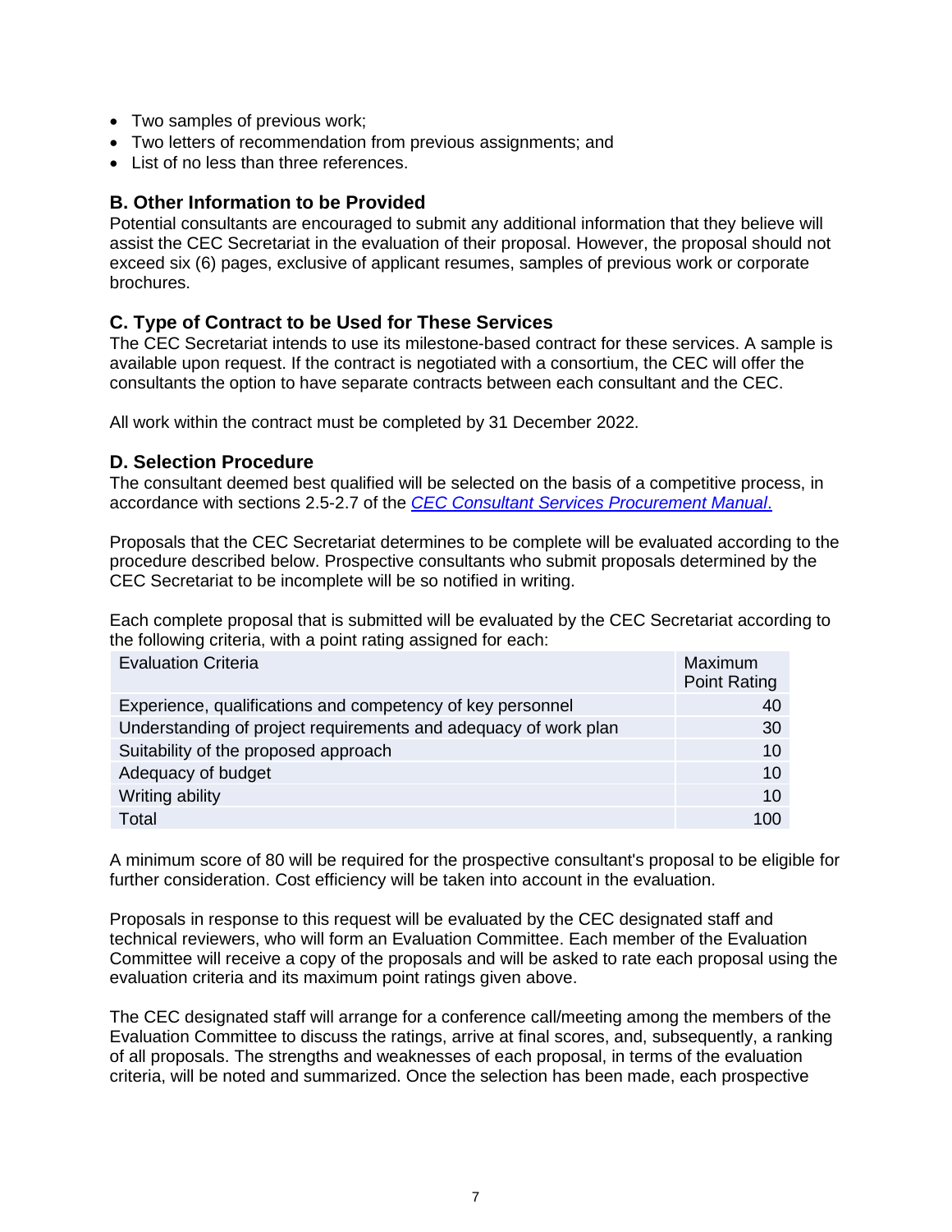- Two samples of previous work;
- Two letters of recommendation from previous assignments; and
- List of no less than three references.

### B. Other Information to be Provided

Potential consultants are encouraged to submit any additional information that they believe will assist the CEC Secretariat in the evaluation of their proposal. However, the proposal should not exceed six (6) pages, exclusive of applicant resumes, samples of previous work or corporate brochures.

### C. Type of Contract to be Used for These Services

The CEC Secretariat intends to use its milestone-based contract for these services. A sample is available upon request. If the contract is negotiated with a consortium, the CEC will offer the consultants the option to have separate contracts between each consultant and the CEC.

All work within the contract must be completed by 31 December 2022.

### D. Selection Procedure

The consultant deemed best qualified will be selected on the basis of a competitive process, in accordance with sections 2.5-2.7 of the *CEC Consultant Services Procurement Manual*.

Proposals that the CEC Secretariat determines to be complete will be evaluated according to the procedure described below. Prospective consultants who submit proposals determined by the CEC Secretariat to be incomplete will be so notified in writing.

Each complete proposal that is submitted will be evaluated by the CEC Secretariat according to the following criteria, with a point rating assigned for each:

| Evaluation Criteria | Maximum Point Rating |
|---|---|
| Experience, qualifications and competency of key personnel | 40 |
| Understanding of project requirements and adequacy of work plan | 30 |
| Suitability of the proposed approach | 10 |
| Adequacy of budget | 10 |
| Writing ability | 10 |
| Total | 100 |

A minimum score of 80 will be required for the prospective consultant's proposal to be eligible for further consideration. Cost efficiency will be taken into account in the evaluation.

Proposals in response to this request will be evaluated by the CEC designated staff and technical reviewers, who will form an Evaluation Committee. Each member of the Evaluation Committee will receive a copy of the proposals and will be asked to rate each proposal using the evaluation criteria and its maximum point ratings given above.

The CEC designated staff will arrange for a conference call/meeting among the members of the Evaluation Committee to discuss the ratings, arrive at final scores, and, subsequently, a ranking of all proposals. The strengths and weaknesses of each proposal, in terms of the evaluation criteria, will be noted and summarized. Once the selection has been made, each prospective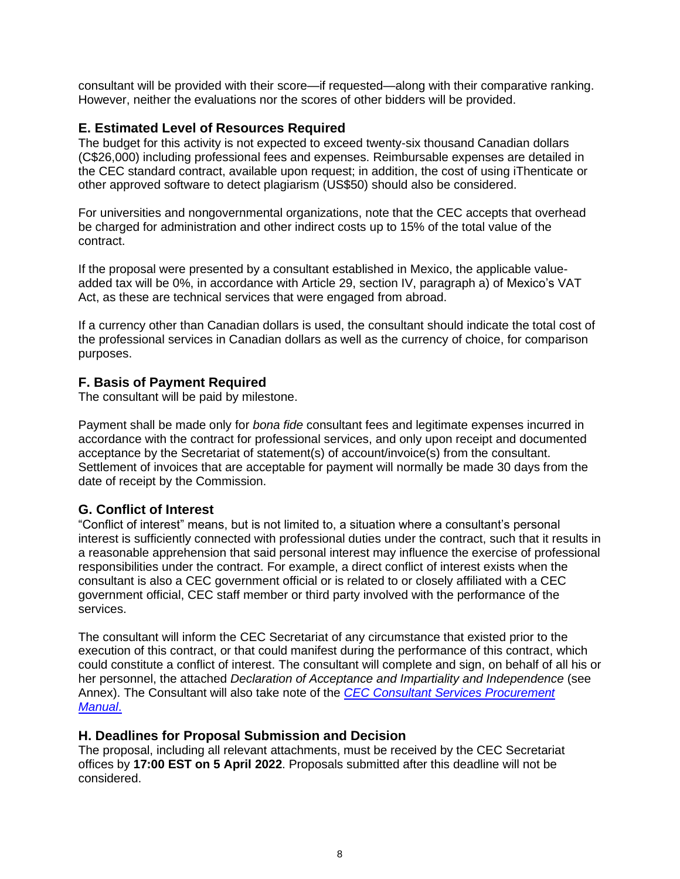consultant will be provided with their score—if requested—along with their comparative ranking. However, neither the evaluations nor the scores of other bidders will be provided.

## E. Estimated Level of Resources Required

The budget for this activity is not expected to exceed twenty-six thousand Canadian dollars (C$26,000) including professional fees and expenses. Reimbursable expenses are detailed in the CEC standard contract, available upon request; in addition, the cost of using iThenticate or other approved software to detect plagiarism (US$50) should also be considered.

For universities and nongovernmental organizations, note that the CEC accepts that overhead be charged for administration and other indirect costs up to 15% of the total value of the contract.

If the proposal were presented by a consultant established in Mexico, the applicable value-added tax will be 0%, in accordance with Article 29, section IV, paragraph a) of Mexico's VAT Act, as these are technical services that were engaged from abroad.

If a currency other than Canadian dollars is used, the consultant should indicate the total cost of the professional services in Canadian dollars as well as the currency of choice, for comparison purposes.

## F. Basis of Payment Required

The consultant will be paid by milestone.

Payment shall be made only for *bona fide* consultant fees and legitimate expenses incurred in accordance with the contract for professional services, and only upon receipt and documented acceptance by the Secretariat of statement(s) of account/invoice(s) from the consultant. Settlement of invoices that are acceptable for payment will normally be made 30 days from the date of receipt by the Commission.

## G. Conflict of Interest

"Conflict of interest" means, but is not limited to, a situation where a consultant's personal interest is sufficiently connected with professional duties under the contract, such that it results in a reasonable apprehension that said personal interest may influence the exercise of professional responsibilities under the contract. For example, a direct conflict of interest exists when the consultant is also a CEC government official or is related to or closely affiliated with a CEC government official, CEC staff member or third party involved with the performance of the services.

The consultant will inform the CEC Secretariat of any circumstance that existed prior to the execution of this contract, or that could manifest during the performance of this contract, which could constitute a conflict of interest. The consultant will complete and sign, on behalf of all his or her personnel, the attached *Declaration of Acceptance and Impartiality and Independence* (see Annex). The Consultant will also take note of the *CEC Consultant Services Procurement Manual*.

## H. Deadlines for Proposal Submission and Decision

The proposal, including all relevant attachments, must be received by the CEC Secretariat offices by **17:00 EST on 5 April 2022**. Proposals submitted after this deadline will not be considered.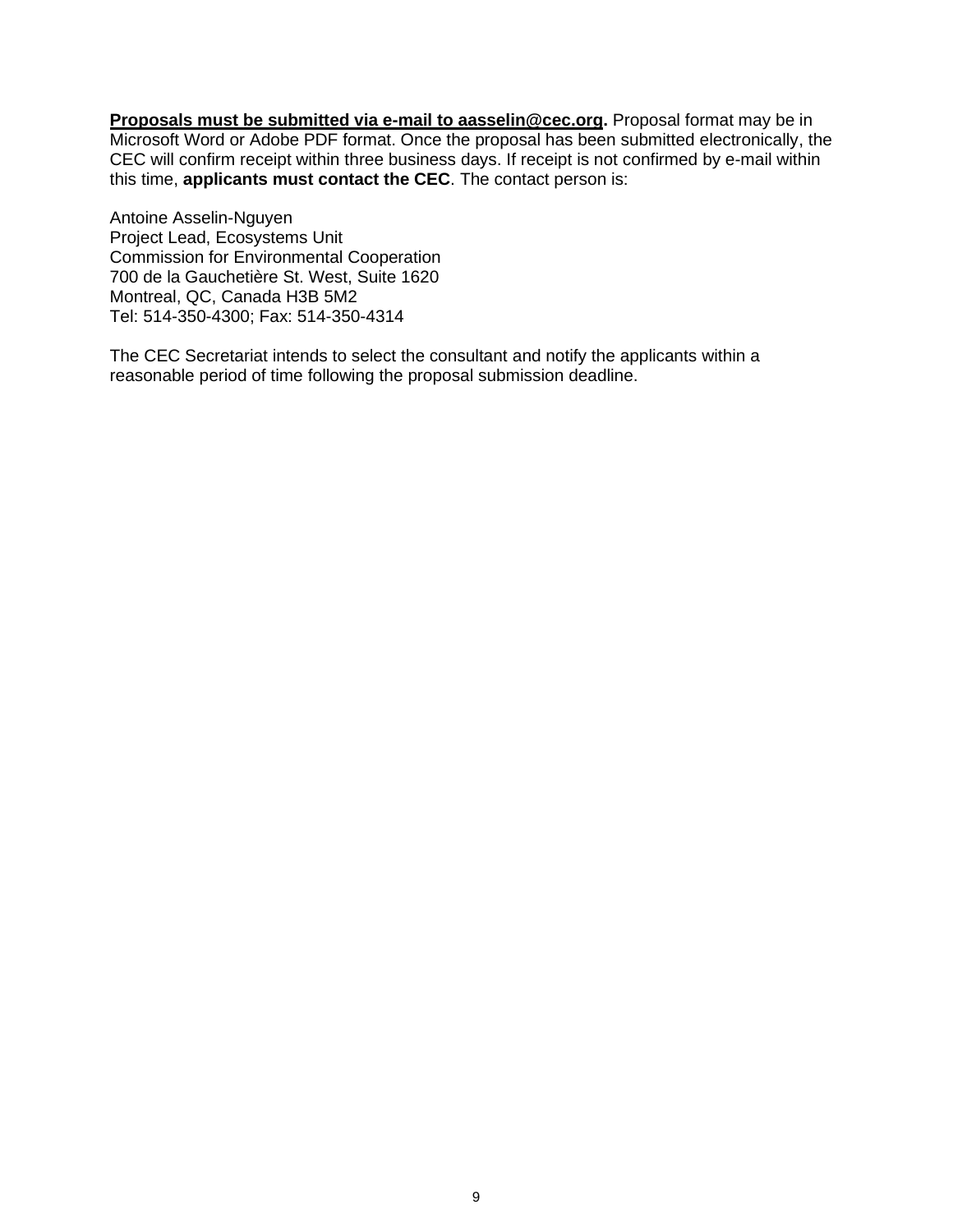**Proposals must be submitted via e-mail to aasselin@cec.org.** Proposal format may be in Microsoft Word or Adobe PDF format. Once the proposal has been submitted electronically, the CEC will confirm receipt within three business days. If receipt is not confirmed by e-mail within this time, **applicants must contact the CEC**. The contact person is:

Antoine Asselin-Nguyen  
Project Lead, Ecosystems Unit  
Commission for Environmental Cooperation  
700 de la Gauchetière St. West, Suite 1620  
Montreal, QC, Canada H3B 5M2  
Tel: 514-350-4300; Fax: 514-350-4314

The CEC Secretariat intends to select the consultant and notify the applicants within a reasonable period of time following the proposal submission deadline.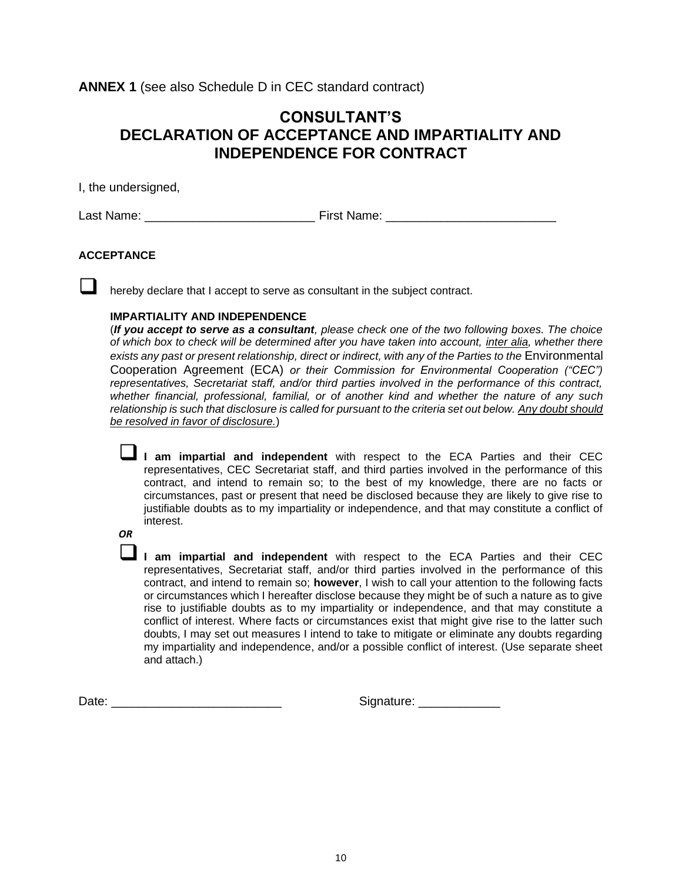**ANNEX 1** (see also Schedule D in CEC standard contract)

# CONSULTANT'S DECLARATION OF ACCEPTANCE AND IMPARTIALITY AND INDEPENDENCE FOR CONTRACT

I, the undersigned,

Last Name: ________________________ First Name: ________________________

**ACCEPTANCE**

☐ hereby declare that I accept to serve as consultant in the subject contract.

**IMPARTIALITY AND INDEPENDENCE**

(***If you accept to serve as a consultant**, please check one of the two following boxes. The choice of which box to check will be determined after you have taken into account, inter alia, whether there exists any past or present relationship, direct or indirect, with any of the Parties to the* Environmental Cooperation Agreement (ECA) *or their Commission for Environmental Cooperation ("CEC") representatives, Secretariat staff, and/or third parties involved in the performance of this contract, whether financial, professional, familial, or of another kind and whether the nature of any such relationship is such that disclosure is called for pursuant to the criteria set out below. Any doubt should be resolved in favor of disclosure.*)

☐ **I am impartial and independent** with respect to the ECA Parties and their CEC representatives, CEC Secretariat staff, and third parties involved in the performance of this contract, and intend to remain so; to the best of my knowledge, there are no facts or circumstances, past or present that need be disclosed because they are likely to give rise to justifiable doubts as to my impartiality or independence, and that may constitute a conflict of interest.

***OR***

☐ **I am impartial and independent** with respect to the ECA Parties and their CEC representatives, Secretariat staff, and/or third parties involved in the performance of this contract, and intend to remain so; **however**, I wish to call your attention to the following facts or circumstances which I hereafter disclose because they might be of such a nature as to give rise to justifiable doubts as to my impartiality or independence, and that may constitute a conflict of interest. Where facts or circumstances exist that might give rise to the latter such doubts, I may set out measures I intend to take to mitigate or eliminate any doubts regarding my impartiality and independence, and/or a possible conflict of interest. (Use separate sheet and attach.)

Date: ________________________ Signature: ____________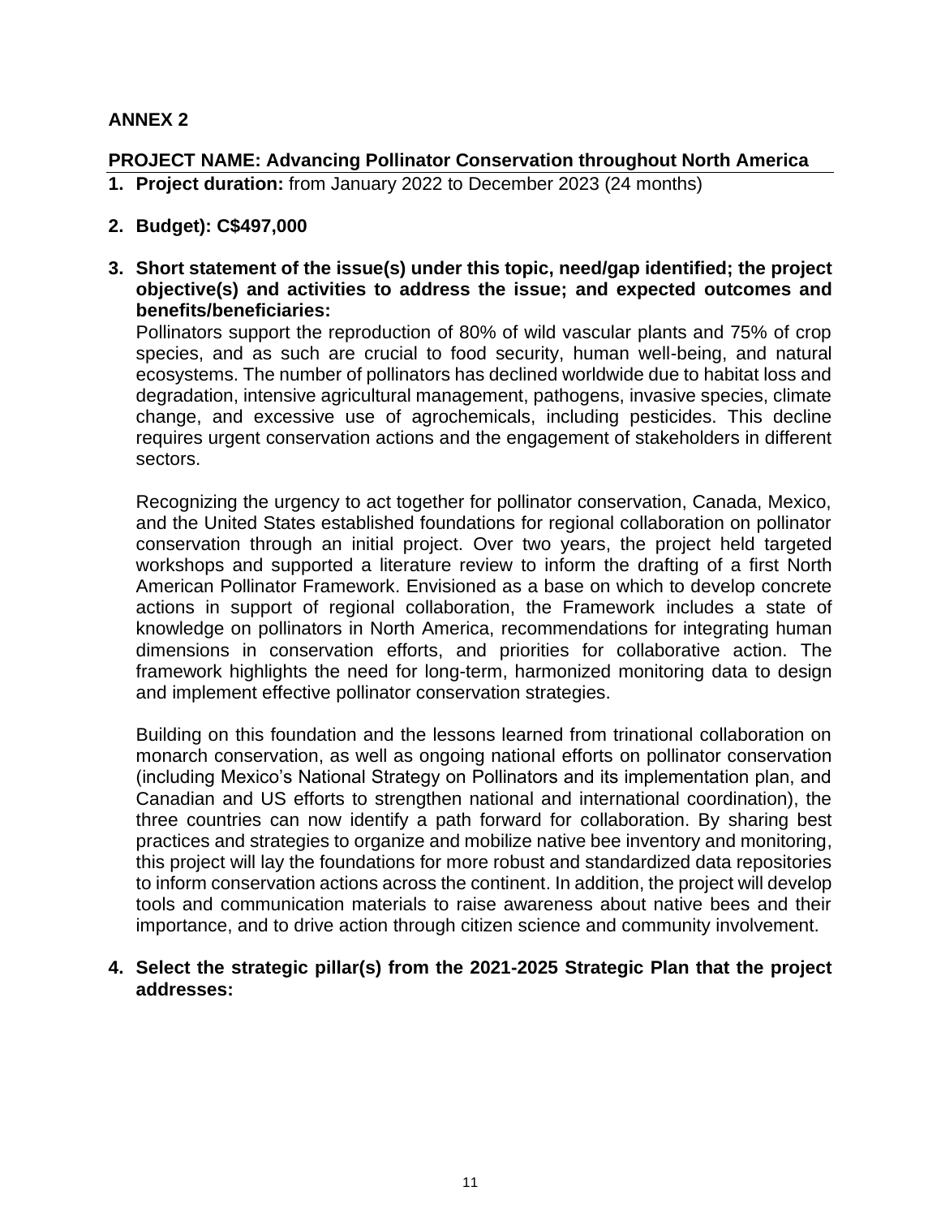## ANNEX 2

**PROJECT NAME: Advancing Pollinator Conservation throughout North America**

1. **Project duration:** from January 2022 to December 2023 (24 months)

2. **Budget): C$497,000**

3. **Short statement of the issue(s) under this topic, need/gap identified; the project objective(s) and activities to address the issue; and expected outcomes and benefits/beneficiaries:**

   Pollinators support the reproduction of 80% of wild vascular plants and 75% of crop species, and as such are crucial to food security, human well-being, and natural ecosystems. The number of pollinators has declined worldwide due to habitat loss and degradation, intensive agricultural management, pathogens, invasive species, climate change, and excessive use of agrochemicals, including pesticides. This decline requires urgent conservation actions and the engagement of stakeholders in different sectors.

   Recognizing the urgency to act together for pollinator conservation, Canada, Mexico, and the United States established foundations for regional collaboration on pollinator conservation through an initial project. Over two years, the project held targeted workshops and supported a literature review to inform the drafting of a first North American Pollinator Framework. Envisioned as a base on which to develop concrete actions in support of regional collaboration, the Framework includes a state of knowledge on pollinators in North America, recommendations for integrating human dimensions in conservation efforts, and priorities for collaborative action. The framework highlights the need for long-term, harmonized monitoring data to design and implement effective pollinator conservation strategies.

   Building on this foundation and the lessons learned from trinational collaboration on monarch conservation, as well as ongoing national efforts on pollinator conservation (including Mexico's National Strategy on Pollinators and its implementation plan, and Canadian and US efforts to strengthen national and international coordination), the three countries can now identify a path forward for collaboration. By sharing best practices and strategies to organize and mobilize native bee inventory and monitoring, this project will lay the foundations for more robust and standardized data repositories to inform conservation actions across the continent. In addition, the project will develop tools and communication materials to raise awareness about native bees and their importance, and to drive action through citizen science and community involvement.

4. **Select the strategic pillar(s) from the 2021-2025 Strategic Plan that the project addresses:**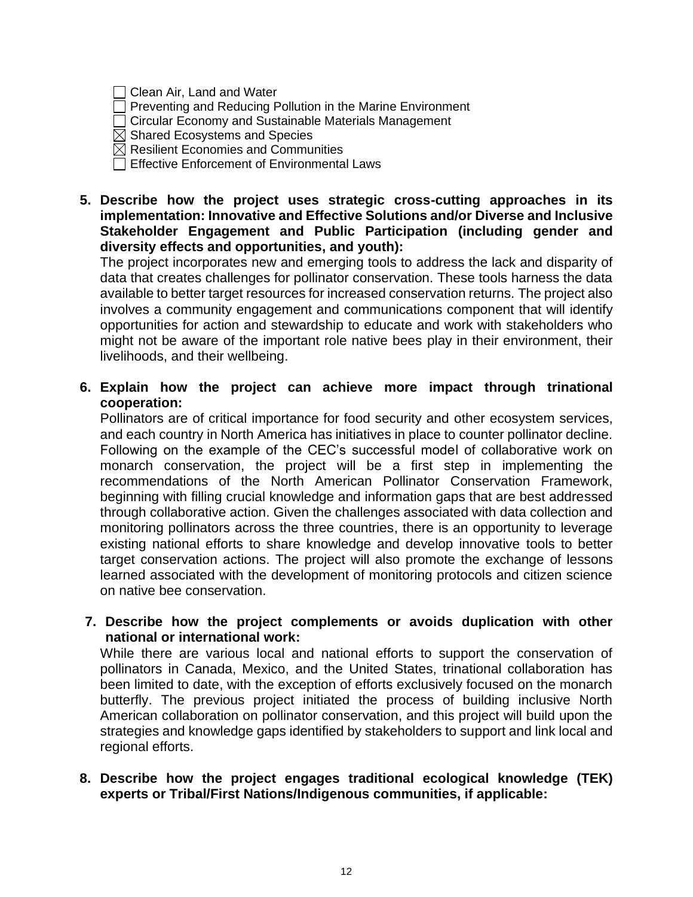- ☐ Clean Air, Land and Water
- ☐ Preventing and Reducing Pollution in the Marine Environment
- ☐ Circular Economy and Sustainable Materials Management
- ☒ Shared Ecosystems and Species
- ☒ Resilient Economies and Communities
- ☐ Effective Enforcement of Environmental Laws

**5. Describe how the project uses strategic cross-cutting approaches in its implementation: Innovative and Effective Solutions and/or Diverse and Inclusive Stakeholder Engagement and Public Participation (including gender and diversity effects and opportunities, and youth):**

The project incorporates new and emerging tools to address the lack and disparity of data that creates challenges for pollinator conservation. These tools harness the data available to better target resources for increased conservation returns. The project also involves a community engagement and communications component that will identify opportunities for action and stewardship to educate and work with stakeholders who might not be aware of the important role native bees play in their environment, their livelihoods, and their wellbeing.

**6. Explain how the project can achieve more impact through trinational cooperation:**

Pollinators are of critical importance for food security and other ecosystem services, and each country in North America has initiatives in place to counter pollinator decline. Following on the example of the CEC's successful model of collaborative work on monarch conservation, the project will be a first step in implementing the recommendations of the North American Pollinator Conservation Framework, beginning with filling crucial knowledge and information gaps that are best addressed through collaborative action. Given the challenges associated with data collection and monitoring pollinators across the three countries, there is an opportunity to leverage existing national efforts to share knowledge and develop innovative tools to better target conservation actions. The project will also promote the exchange of lessons learned associated with the development of monitoring protocols and citizen science on native bee conservation.

**7. Describe how the project complements or avoids duplication with other national or international work:**

While there are various local and national efforts to support the conservation of pollinators in Canada, Mexico, and the United States, trinational collaboration has been limited to date, with the exception of efforts exclusively focused on the monarch butterfly. The previous project initiated the process of building inclusive North American collaboration on pollinator conservation, and this project will build upon the strategies and knowledge gaps identified by stakeholders to support and link local and regional efforts.

**8. Describe how the project engages traditional ecological knowledge (TEK) experts or Tribal/First Nations/Indigenous communities, if applicable:**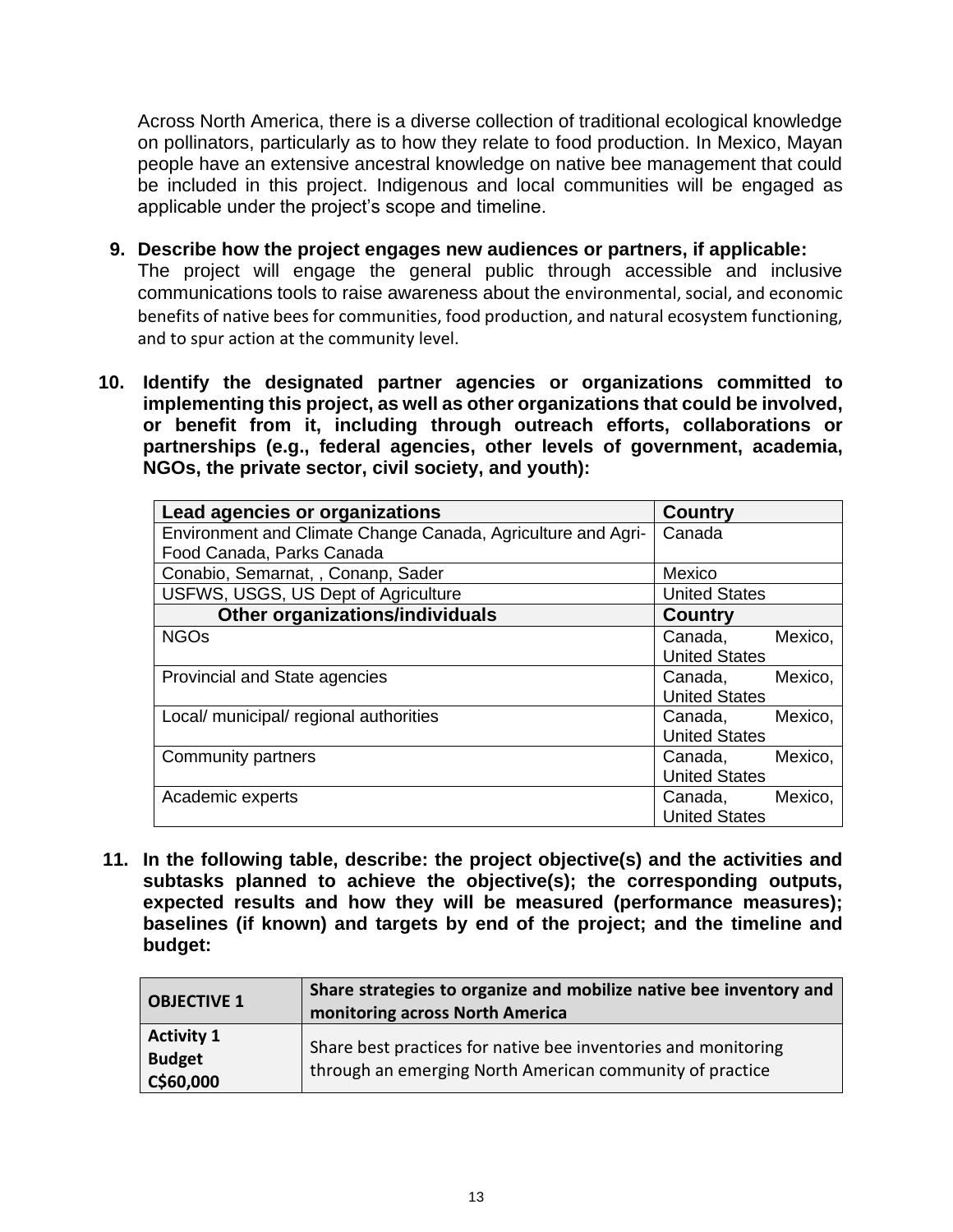Across North America, there is a diverse collection of traditional ecological knowledge on pollinators, particularly as to how they relate to food production. In Mexico, Mayan people have an extensive ancestral knowledge on native bee management that could be included in this project. Indigenous and local communities will be engaged as applicable under the project's scope and timeline.

**9. Describe how the project engages new audiences or partners, if applicable:**

The project will engage the general public through accessible and inclusive communications tools to raise awareness about the environmental, social, and economic benefits of native bees for communities, food production, and natural ecosystem functioning, and to spur action at the community level.

**10. Identify the designated partner agencies or organizations committed to implementing this project, as well as other organizations that could be involved, or benefit from it, including through outreach efforts, collaborations or partnerships (e.g., federal agencies, other levels of government, academia, NGOs, the private sector, civil society, and youth):**

| **Lead agencies or organizations** | **Country** |
|---|---|
| Environment and Climate Change Canada, Agriculture and Agri-Food Canada, Parks Canada | Canada |
| Conabio, Semarnat, , Conanp, Sader | Mexico |
| USFWS, USGS, US Dept of Agriculture | United States |
| **Other organizations/individuals** | **Country** |
| NGOs | Canada, Mexico, United States |
| Provincial and State agencies | Canada, Mexico, United States |
| Local/ municipal/ regional authorities | Canada, Mexico, United States |
| Community partners | Canada, Mexico, United States |
| Academic experts | Canada, Mexico, United States |

**11. In the following table, describe: the project objective(s) and the activities and subtasks planned to achieve the objective(s); the corresponding outputs, expected results and how they will be measured (performance measures); baselines (if known) and targets by end of the project; and the timeline and budget:**

| **OBJECTIVE 1** | **Share strategies to organize and mobilize native bee inventory and monitoring across North America** |
|---|---|
| **Activity 1** **Budget** **C$60,000** | Share best practices for native bee inventories and monitoring through an emerging North American community of practice |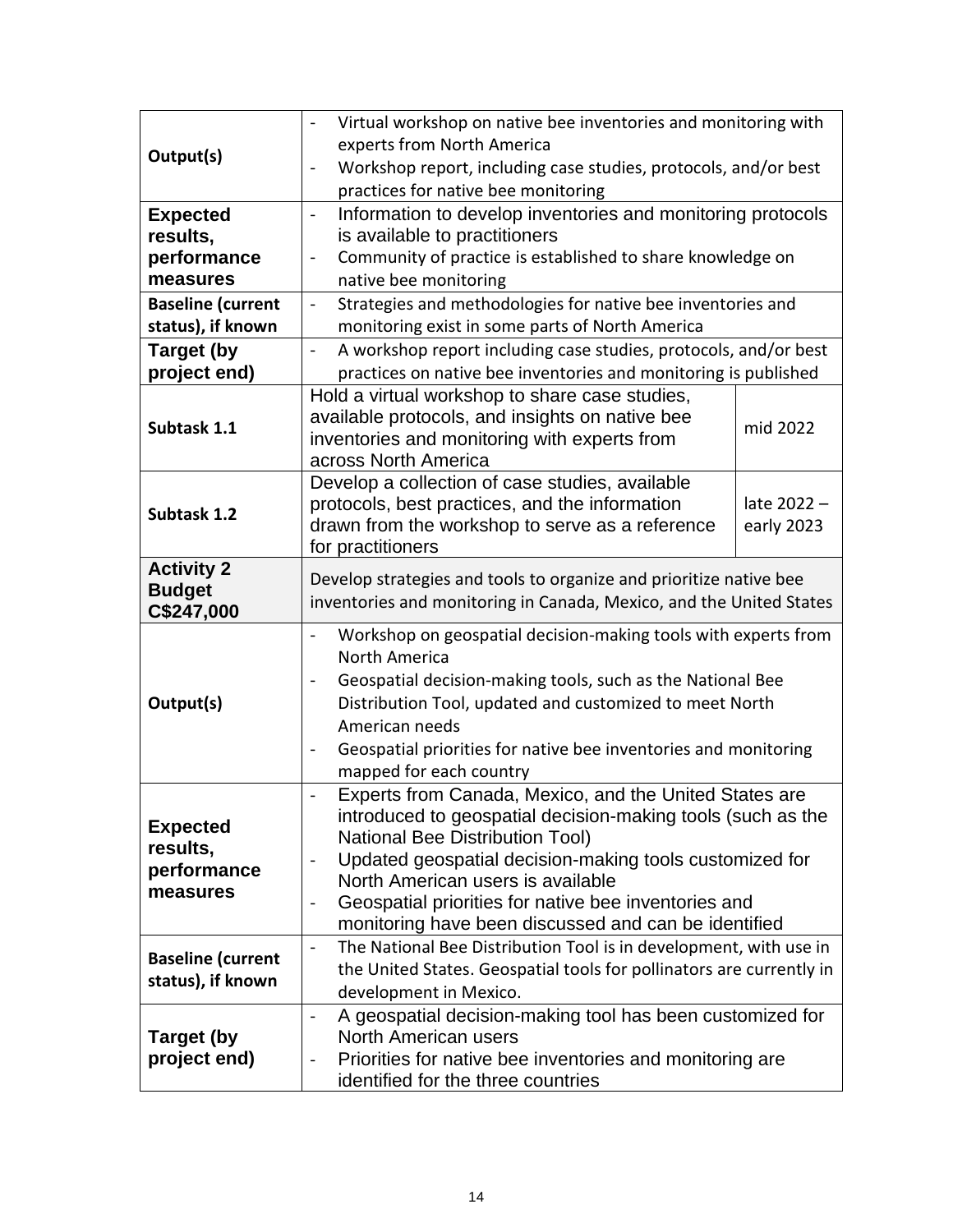| | | |
|---|---|---|
| **Output(s)** | - Virtual workshop on native bee inventories and monitoring with experts from North America<br>- Workshop report, including case studies, protocols, and/or best practices for native bee monitoring | |
| **Expected results, performance measures** | - Information to develop inventories and monitoring protocols is available to practitioners<br>- Community of practice is established to share knowledge on native bee monitoring | |
| **Baseline (current status), if known** | - Strategies and methodologies for native bee inventories and monitoring exist in some parts of North America | |
| **Target (by project end)** | - A workshop report including case studies, protocols, and/or best practices on native bee inventories and monitoring is published | |
| **Subtask 1.1** | Hold a virtual workshop to share case studies, available protocols, and insights on native bee inventories and monitoring with experts from across North America | mid 2022 |
| **Subtask 1.2** | Develop a collection of case studies, available protocols, best practices, and the information drawn from the workshop to serve as a reference for practitioners | late 2022 – early 2023 |
| **Activity 2 Budget C$247,000** | Develop strategies and tools to organize and prioritize native bee inventories and monitoring in Canada, Mexico, and the United States | |
| **Output(s)** | - Workshop on geospatial decision-making tools with experts from North America<br>- Geospatial decision-making tools, such as the National Bee Distribution Tool, updated and customized to meet North American needs<br>- Geospatial priorities for native bee inventories and monitoring mapped for each country | |
| **Expected results, performance measures** | - Experts from Canada, Mexico, and the United States are introduced to geospatial decision-making tools (such as the National Bee Distribution Tool)<br>- Updated geospatial decision-making tools customized for North American users is available<br>- Geospatial priorities for native bee inventories and monitoring have been discussed and can be identified | |
| **Baseline (current status), if known** | - The National Bee Distribution Tool is in development, with use in the United States. Geospatial tools for pollinators are currently in development in Mexico. | |
| **Target (by project end)** | - A geospatial decision-making tool has been customized for North American users<br>- Priorities for native bee inventories and monitoring are identified for the three countries | |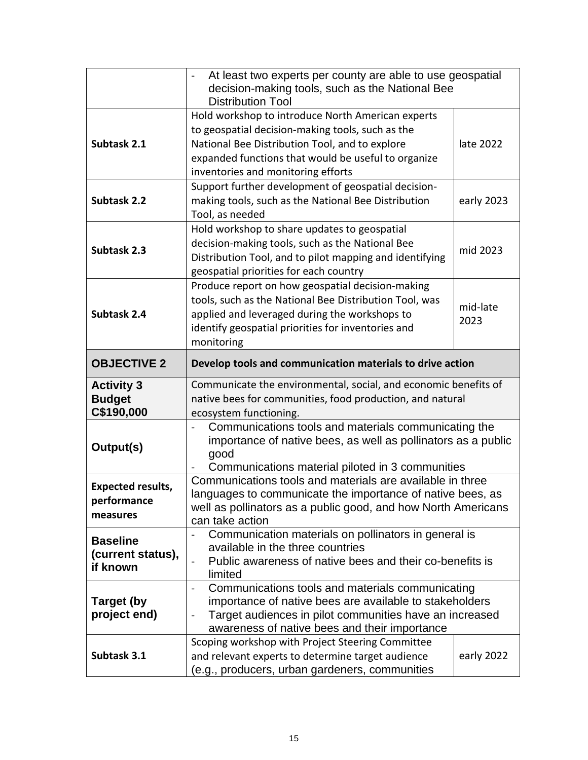| | | |
|---|---|---|
| | - At least two experts per county are able to use geospatial decision-making tools, such as the National Bee Distribution Tool | |
| **Subtask 2.1** | Hold workshop to introduce North American experts to geospatial decision-making tools, such as the National Bee Distribution Tool, and to explore expanded functions that would be useful to organize inventories and monitoring efforts | late 2022 |
| **Subtask 2.2** | Support further development of geospatial decision-making tools, such as the National Bee Distribution Tool, as needed | early 2023 |
| **Subtask 2.3** | Hold workshop to share updates to geospatial decision-making tools, such as the National Bee Distribution Tool, and to pilot mapping and identifying geospatial priorities for each country | mid 2023 |
| **Subtask 2.4** | Produce report on how geospatial decision-making tools, such as the National Bee Distribution Tool, was applied and leveraged during the workshops to identify geospatial priorities for inventories and monitoring | mid-late 2023 |
| **OBJECTIVE 2** | **Develop tools and communication materials to drive action** | |
| **Activity 3 Budget C$190,000** | Communicate the environmental, social, and economic benefits of native bees for communities, food production, and natural ecosystem functioning. | |
| **Output(s)** | - Communications tools and materials communicating the importance of native bees, as well as pollinators as a public good<br>- Communications material piloted in 3 communities | |
| **Expected results, performance measures** | Communications tools and materials are available in three languages to communicate the importance of native bees, as well as pollinators as a public good, and how North Americans can take action | |
| **Baseline (current status), if known** | - Communication materials on pollinators in general is available in the three countries<br>- Public awareness of native bees and their co-benefits is limited | |
| **Target (by project end)** | - Communications tools and materials communicating importance of native bees are available to stakeholders<br>- Target audiences in pilot communities have an increased awareness of native bees and their importance | |
| **Subtask 3.1** | Scoping workshop with Project Steering Committee and relevant experts to determine target audience (e.g., producers, urban gardeners, communities | early 2022 |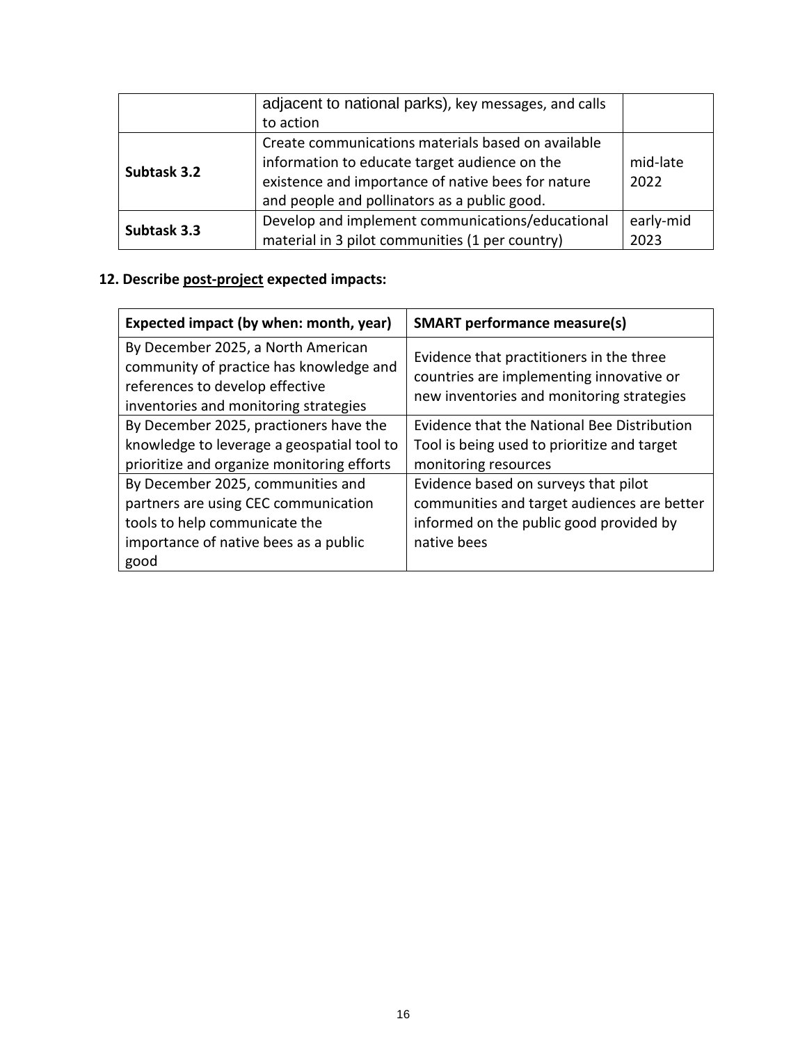| | | |
|---|---|---|
| | adjacent to national parks), key messages, and calls to action | |
| **Subtask 3.2** | Create communications materials based on available information to educate target audience on the existence and importance of native bees for nature and people and pollinators as a public good. | mid-late 2022 |
| **Subtask 3.3** | Develop and implement communications/educational material in 3 pilot communities (1 per country) | early-mid 2023 |

**12. Describe post-project expected impacts:**

| Expected impact (by when: month, year) | SMART performance measure(s) |
|---|---|
| By December 2025, a North American community of practice has knowledge and references to develop effective inventories and monitoring strategies | Evidence that practitioners in the three countries are implementing innovative or new inventories and monitoring strategies |
| By December 2025, practioners have the knowledge to leverage a geospatial tool to prioritize and organize monitoring efforts | Evidence that the National Bee Distribution Tool is being used to prioritize and target monitoring resources |
| By December 2025, communities and partners are using CEC communication tools to help communicate the importance of native bees as a public good | Evidence based on surveys that pilot communities and target audiences are better informed on the public good provided by native bees |